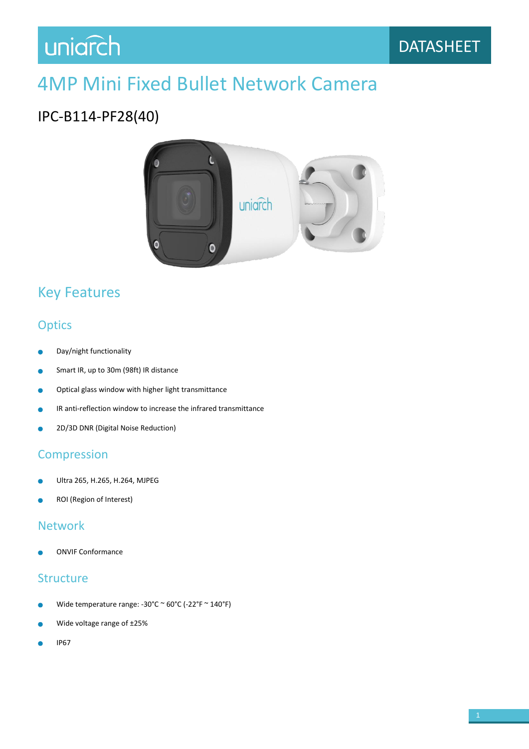uniarch

DATASHEET

# 4MP Mini Fixed Bullet Network Camera

## IPC-B114-PF28(40)

## Key Features

### Optics

- Day/night functionality
- Smart IR, up to 30m (98ft) IR distance
- Optical glass window with higher light transmittance
- IR anti-reflection window to increase the infrared transmittance
- 2D/3D DNR (Digital Noise Reduction)

### Compression

- Ultra 265, H.265, H.264, MJPEG
- ROI (Region of Interest)

### Network

- ONVIF Conformance

### Structure

- Wide temperature range: -30°C ~ 60°C (-22°F ~ 140°F)
- Wide voltage range of ±25%
- IP67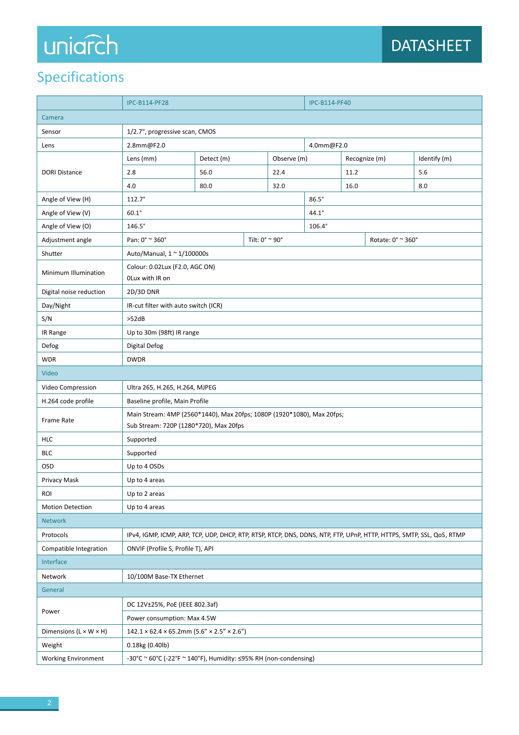## Specifications

| | IPC-B114-PF28 | | | | IPC-B114-PF40 |
|---|---|---|---|---|---|
| **Camera** | | | | | |
| Sensor | 1/2.7", progressive scan, CMOS | | | | |
| Lens | 2.8mm@F2.0 | | | | 4.0mm@F2.0 |
| DORI Distance | Lens (mm) | Detect (m) | Observe (m) | Recognize (m) | Identify (m) |
| | 2.8 | 56.0 | 22.4 | 11.2 | 5.6 |
| | 4.0 | 80.0 | 32.0 | 16.0 | 8.0 |
| Angle of View (H) | 112.7° | | | | 86.5° |
| Angle of View (V) | 60.1° | | | | 44.1° |
| Angle of View (O) | 146.5° | | | | 106.4° |
| Adjustment angle | Pan: 0° ~ 360° | Tilt: 0° ~ 90° | | Rotate: 0° ~ 360° | |
| Shutter | Auto/Manual, 1 ~ 1/100000s | | | | |
| Minimum Illumination | Colour: 0.02Lux (F2.0, AGC ON)<br>0Lux with IR on | | | | |
| Digital noise reduction | 2D/3D DNR | | | | |
| Day/Night | IR-cut filter with auto switch (ICR) | | | | |
| S/N | >52dB | | | | |
| IR Range | Up to 30m (98ft) IR range | | | | |
| Defog | Digital Defog | | | | |
| WDR | DWDR | | | | |
| **Video** | | | | | |
| Video Compression | Ultra 265, H.265, H.264, MJPEG | | | | |
| H.264 code profile | Baseline profile, Main Profile | | | | |
| Frame Rate | Main Stream: 4MP (2560*1440), Max 20fps; 1080P (1920*1080), Max 20fps;<br>Sub Stream: 720P (1280*720), Max 20fps | | | | |
| HLC | Supported | | | | |
| BLC | Supported | | | | |
| OSD | Up to 4 OSDs | | | | |
| Privacy Mask | Up to 4 areas | | | | |
| ROI | Up to 2 areas | | | | |
| Motion Detection | Up to 4 areas | | | | |
| **Network** | | | | | |
| Protocols | IPv4, IGMP, ICMP, ARP, TCP, UDP, DHCP, RTP, RTSP, RTCP, DNS, DDNS, NTP, FTP, UPnP, HTTP, HTTPS, SMTP, SSL, QoS, RTMP | | | | |
| Compatible Integration | ONVIF (Profile S, Profile T), API | | | | |
| **Interface** | | | | | |
| Network | 10/100M Base-TX Ethernet | | | | |
| **General** | | | | | |
| Power | DC 12V±25%, PoE (IEEE 802.3af) | | | | |
| | Power consumption: Max 4.5W | | | | |
| Dimensions (L × W × H) | 142.1 × 62.4 × 65.2mm (5.6" × 2.5" × 2.6") | | | | |
| Weight | 0.18kg (0.40lb) | | | | |
| Working Environment | -30°C ~ 60°C (-22°F ~ 140°F), Humidity: ≤95% RH (non-condensing) | | | | |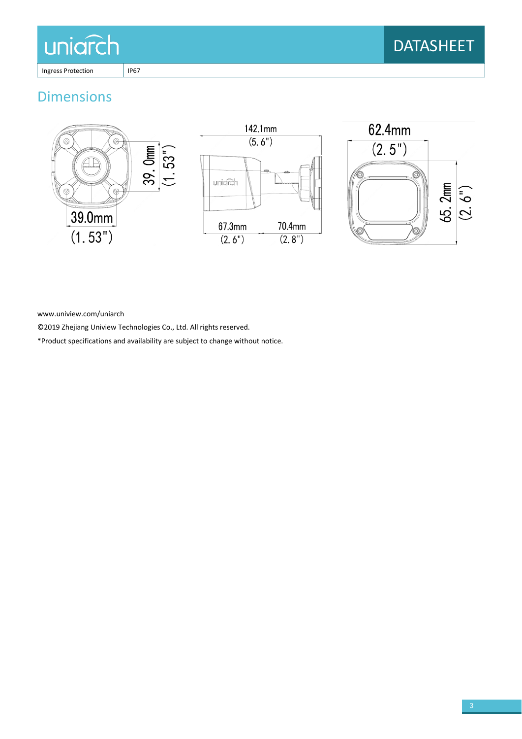| | |
|---|---|
| Ingress Protection | IP67 |

## Dimensions

39.0mm
(1.53")
39.0mm
(1.53")

142.1mm
(5.6")
67.3mm
(2.6")
70.4mm
(2.8")

62.4mm
(2.5")
65.2mm
(2.6")

www.uniview.com/uniarch

©2019 Zhejiang Uniview Technologies Co., Ltd. All rights reserved.

*Product specifications and availability are subject to change without notice.